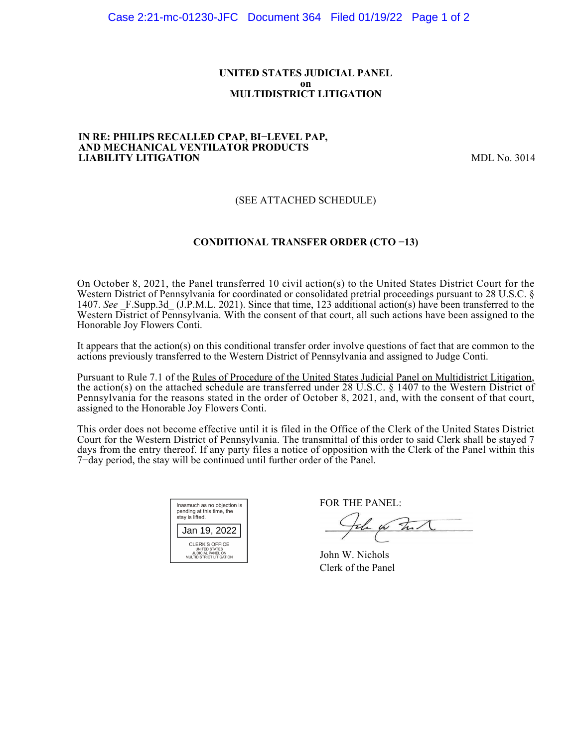**UNITED STATES JUDICIAL PANEL**
**on**
**MULTIDISTRICT LITIGATION**

**IN RE: PHILIPS RECALLED CPAP, BI−LEVEL PAP, AND MECHANICAL VENTILATOR PRODUCTS LIABILITY LITIGATION** MDL No. 3014

(SEE ATTACHED SCHEDULE)

**CONDITIONAL TRANSFER ORDER (CTO −13)**

On October 8, 2021, the Panel transferred 10 civil action(s) to the United States District Court for the Western District of Pennsylvania for coordinated or consolidated pretrial proceedings pursuant to 28 U.S.C. § 1407. *See* _F.Supp.3d_ (J.P.M.L. 2021). Since that time, 123 additional action(s) have been transferred to the Western District of Pennsylvania. With the consent of that court, all such actions have been assigned to the Honorable Joy Flowers Conti.

It appears that the action(s) on this conditional transfer order involve questions of fact that are common to the actions previously transferred to the Western District of Pennsylvania and assigned to Judge Conti.

Pursuant to Rule 7.1 of the Rules of Procedure of the United States Judicial Panel on Multidistrict Litigation, the action(s) on the attached schedule are transferred under 28 U.S.C. § 1407 to the Western District of Pennsylvania for the reasons stated in the order of October 8, 2021, and, with the consent of that court, assigned to the Honorable Joy Flowers Conti.

This order does not become effective until it is filed in the Office of the Clerk of the United States District Court for the Western District of Pennsylvania. The transmittal of this order to said Clerk shall be stayed 7 days from the entry thereof. If any party files a notice of opposition with the Clerk of the Panel within this 7−day period, the stay will be continued until further order of the Panel.

Inasmuch as no objection is pending at this time, the stay is lifted.

Jan 19, 2022

CLERK'S OFFICE
UNITED STATES
JUDICIAL PANEL ON
MULTIDISTRICT LITIGATION

FOR THE PANEL:

John W. Nichols
Clerk of the Panel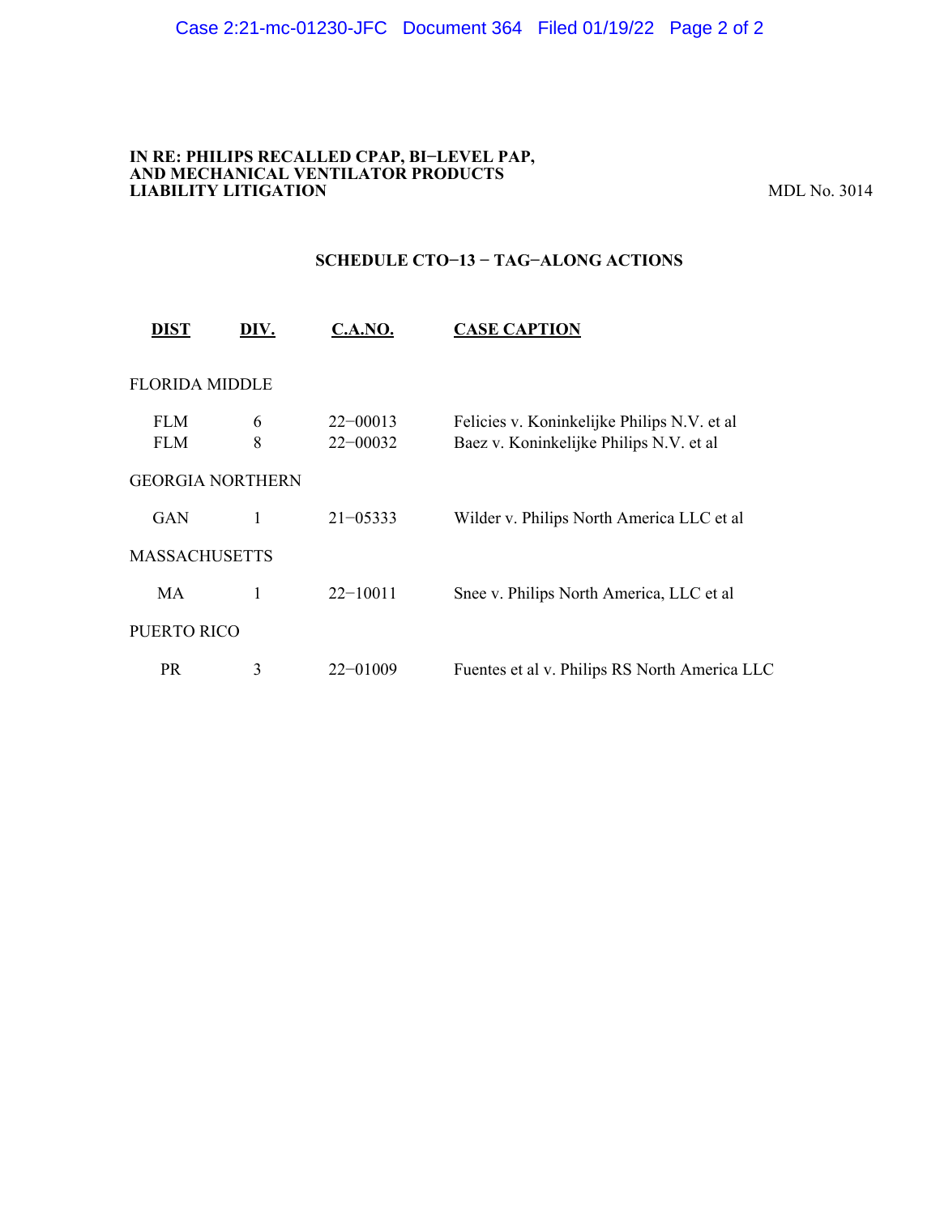**IN RE: PHILIPS RECALLED CPAP, BI−LEVEL PAP, AND MECHANICAL VENTILATOR PRODUCTS LIABILITY LITIGATION**

MDL No. 3014

## SCHEDULE CTO−13 − TAG−ALONG ACTIONS

| DIST | DIV. | C.A.NO. | CASE CAPTION |
|---|---|---|---|
| FLORIDA MIDDLE | | | |
| FLM | 6 | 22−00013 | Felicies v. Koninkelijke Philips N.V. et al |
| FLM | 8 | 22−00032 | Baez v. Koninkelijke Philips N.V. et al |
| GEORGIA NORTHERN | | | |
| GAN | 1 | 21−05333 | Wilder v. Philips North America LLC et al |
| MASSACHUSETTS | | | |
| MA | 1 | 22−10011 | Snee v. Philips North America, LLC et al |
| PUERTO RICO | | | |
| PR | 3 | 22−01009 | Fuentes et al v. Philips RS North America LLC |